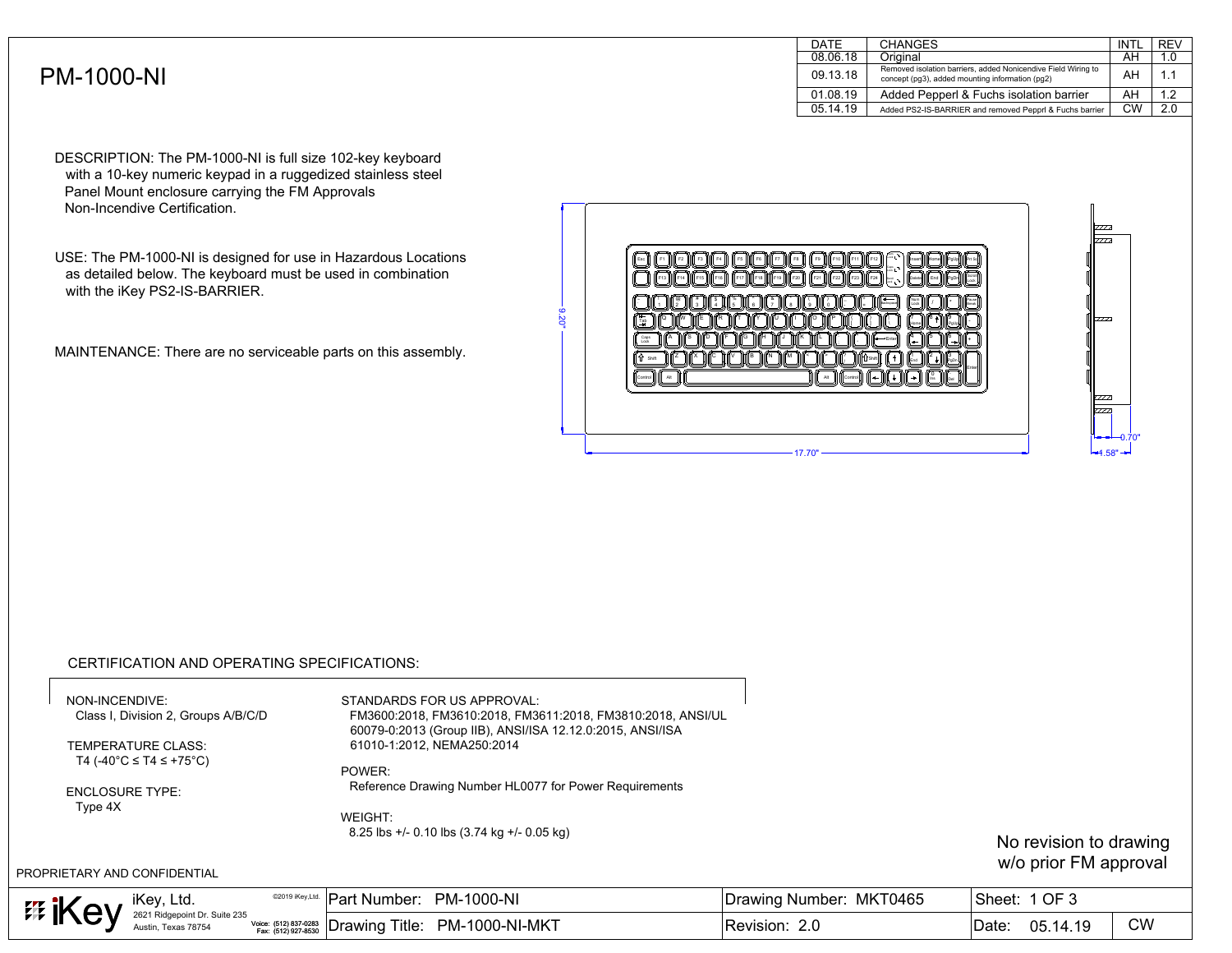# PM-1000-NI

| DATE | CHANGES | INTL | REV |
|---|---|---|---|
| 08.06.18 | Original | AH | 1.0 |
| 09.13.18 | Removed isolation barriers, added Nonicendive Field Wiring to concept (pg3), added mounting information (pg2) | AH | 1.1 |
| 01.08.19 | Added Pepperl & Fuchs isolation barrier | AH | 1.2 |
| 05.14.19 | Added PS2-IS-BARRIER and removed Pepprl & Fuchs barrier | CW | 2.0 |

DESCRIPTION: The PM-1000-NI is full size 102-key keyboard with a 10-key numeric keypad in a ruggedized stainless steel Panel Mount enclosure carrying the FM Approvals Non-Incendive Certification.

USE: The PM-1000-NI is designed for use in Hazardous Locations as detailed below. The keyboard must be used in combination with the iKey PS2-IS-BARRIER.

MAINTENANCE: There are no serviceable parts on this assembly.

9.20"

17.70"

0.70"

1.58"

## CERTIFICATION AND OPERATING SPECIFICATIONS:

NON-INCENDIVE:
Class I, Division 2, Groups A/B/C/D

TEMPERATURE CLASS:
T4 (-40°C ≤ T4 ≤ +75°C)

ENCLOSURE TYPE:
Type 4X

STANDARDS FOR US APPROVAL:
FM3600:2018, FM3610:2018, FM3611:2018, FM3810:2018, ANSI/UL 60079-0:2013 (Group IIB), ANSI/ISA 12.12.0:2015, ANSI/ISA 61010-1:2012, NEMA250:2014

POWER:
Reference Drawing Number HL0077 for Power Requirements

WEIGHT:
8.25 lbs +/- 0.10 lbs (3.74 kg +/- 0.05 kg)

No revision to drawing w/o prior FM approval

PROPRIETARY AND CONFIDENTIAL

| iKey, Ltd. 2621 Ridgepoint Dr. Suite 235 Austin, Texas 78754 ©2019 iKey,Ltd. Voice: (512) 837-0283 Fax: (512) 927-8530 | Part Number: PM-1000-NI | Drawing Number: MKT0465 | Sheet: 1 OF 3 | |
|---|---|---|---|---|
| | Drawing Title: PM-1000-NI-MKT | Revision: 2.0 | Date: 05.14.19 | CW |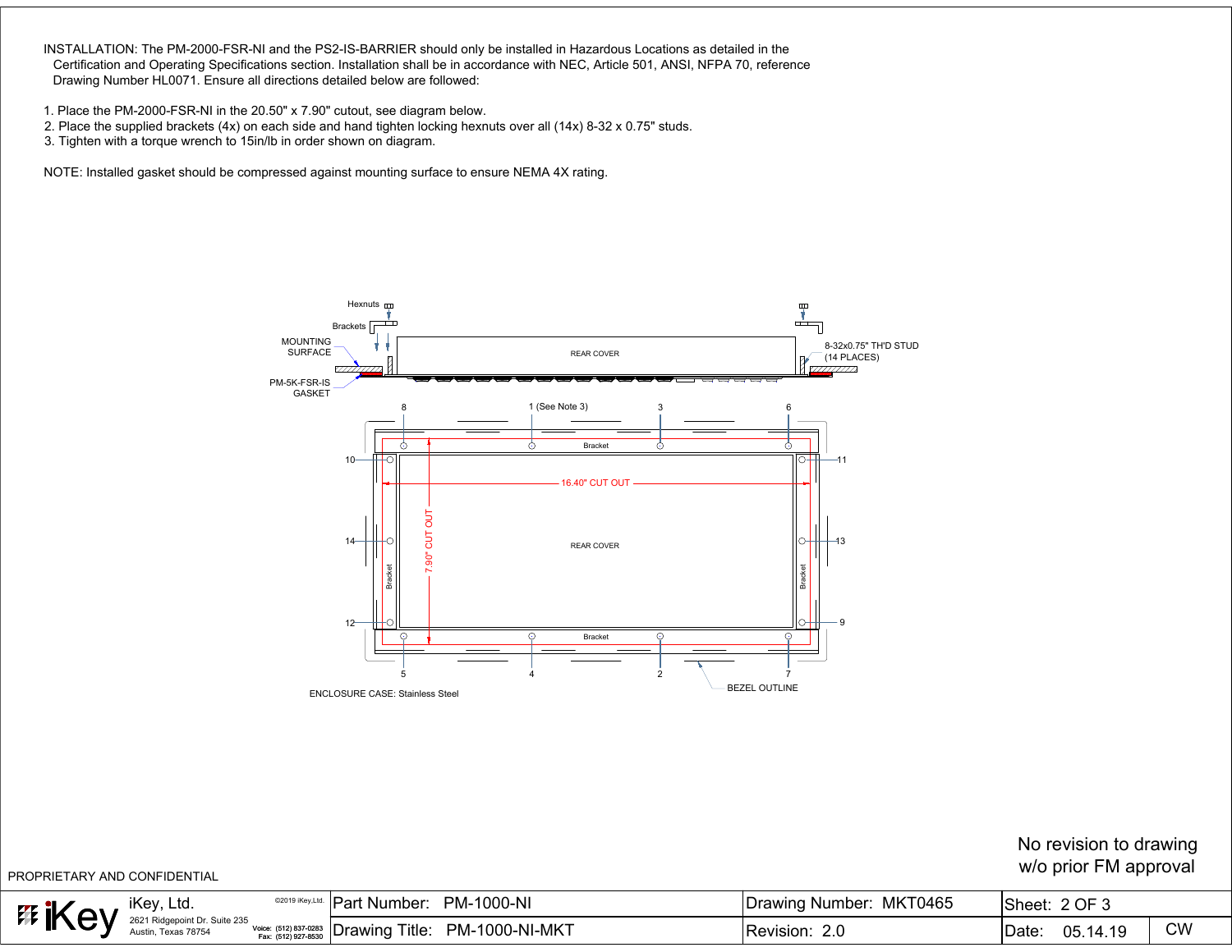INSTALLATION: The PM-2000-FSR-NI and the PS2-IS-BARRIER should only be installed in Hazardous Locations as detailed in the Certification and Operating Specifications section. Installation shall be in accordance with NEC, Article 501, ANSI, NFPA 70, reference Drawing Number HL0071. Ensure all directions detailed below are followed:

1. Place the PM-2000-FSR-NI in the 20.50" x 7.90" cutout, see diagram below.
2. Place the supplied brackets (4x) on each side and hand tighten locking hexnuts over all (14x) 8-32 x 0.75" studs.
3. Tighten with a torque wrench to 15in/lb in order shown on diagram.

NOTE: Installed gasket should be compressed against mounting surface to ensure NEMA 4X rating.

Hexnuts

Brackets

MOUNTING SURFACE

PM-5K-FSR-IS GASKET

REAR COVER

8-32x0.75" TH'D STUD (14 PLACES)

8 &nbsp; 1 (See Note 3) &nbsp; 3 &nbsp; 6

Bracket

10 &nbsp; 11

16.40" CUT OUT

7.90" CUT OUT

14 &nbsp; REAR COVER &nbsp; 13

Bracket &nbsp; Bracket

12 &nbsp; 9

Bracket

5 &nbsp; 4 &nbsp; 2 &nbsp; 7

ENCLOSURE CASE: Stainless Steel

BEZEL OUTLINE

No revision to drawing w/o prior FM approval

PROPRIETARY AND CONFIDENTIAL

| iKey, Ltd. 2621 Ridgepoint Dr. Suite 235 Austin, Texas 78754 ©2019 iKey,Ltd. Voice: (512) 837-0283 Fax: (512) 927-8530 | Part Number: PM-1000-NI | Drawing Number: MKT0465 | Sheet: 2 OF 3 | |
|---|---|---|---|---|
| | Drawing Title: PM-1000-NI-MKT | Revision: 2.0 | Date: 05.14.19 | CW |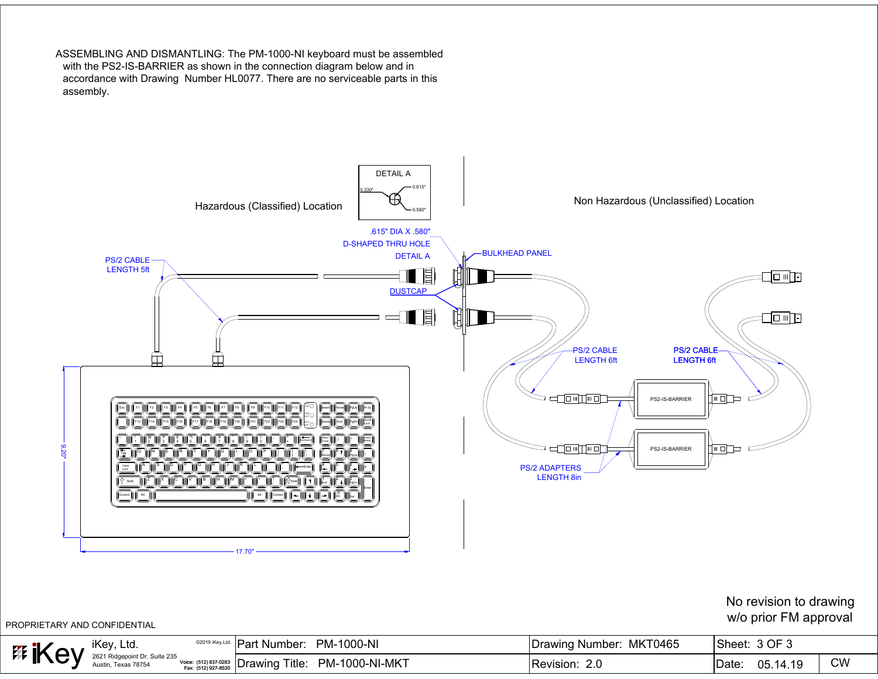ASSEMBLING AND DISMANTLING: The PM-1000-NI keyboard must be assembled with the PS2-IS-BARRIER as shown in the connection diagram below and in accordance with Drawing Number HL0077. There are no serviceable parts in this assembly.

Hazardous (Classified) Location

Non Hazardous (Unclassified) Location

DETAIL A

0.330"

0.615"

0.580"

.615" DIA X .580"
D-SHAPED THRU HOLE
DETAIL A

BULKHEAD PANEL

PS/2 CABLE
LENGTH 5ft

DUSTCAP

PS/2 CABLE
LENGTH 6ft

PS/2 CABLE
LENGTH 6ft

PS2-IS-BARRIER

PS2-IS-BARRIER

PS/2 ADAPTERS
LENGTH 8in

9.20"

17.70"

No revision to drawing
w/o prior FM approval

PROPRIETARY AND CONFIDENTIAL

| | | | |
|---|---|---|---|
| iKey, Ltd. ©2019 iKey,Ltd. 2621 Ridgepoint Dr. Suite 235 Austin, Texas 78754 Voice: (512) 837-0283 Fax: (512) 927-8530 | Part Number: PM-1000-NI | Drawing Number: MKT0465 | Sheet: 3 OF 3 |
| | Drawing Title: PM-1000-NI-MKT | Revision: 2.0 | Date: 05.14.19 CW |